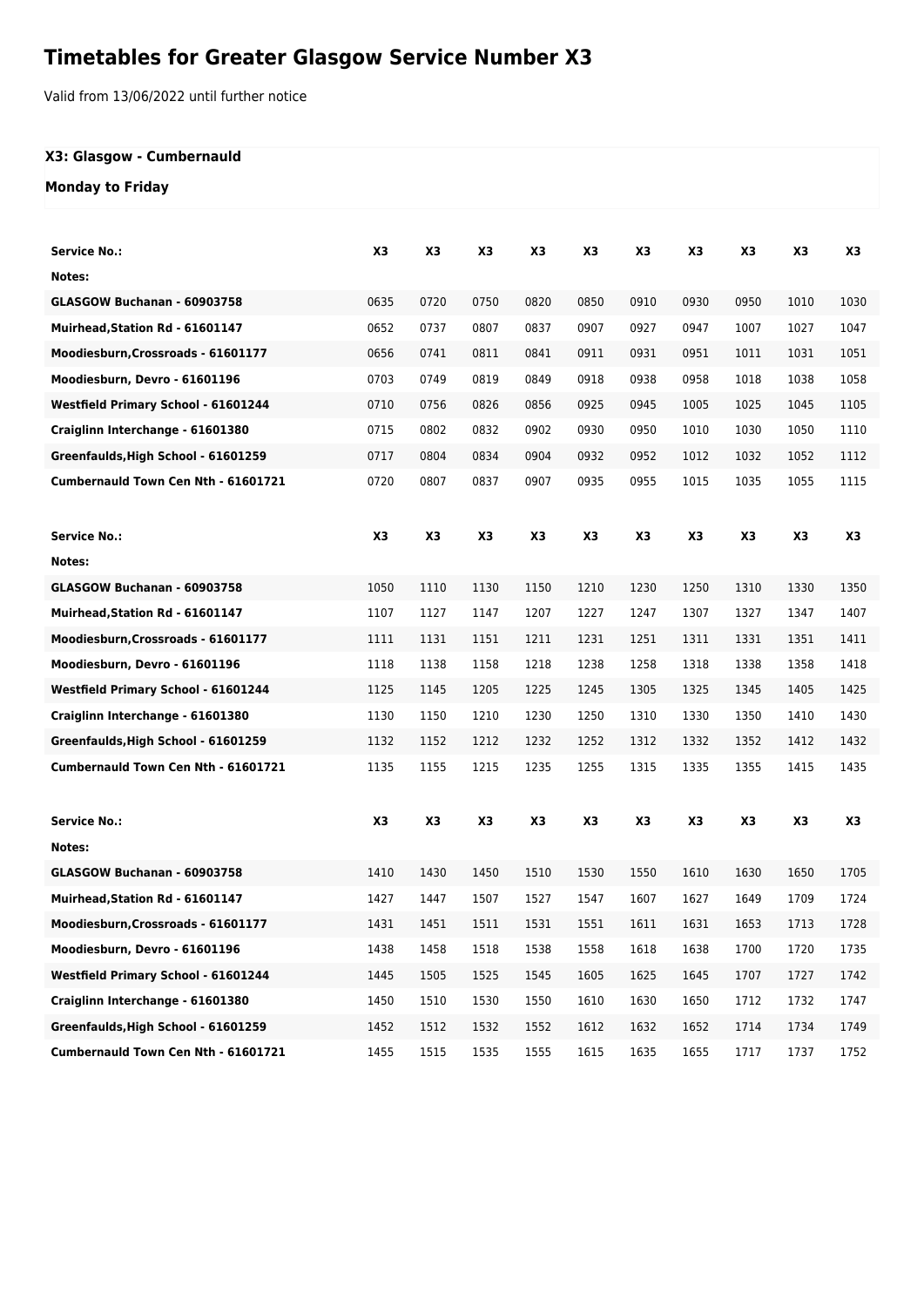# Timetables for Greater Glasgow Service Number X3

Valid from 13/06/2022 until further notice

### X3: Glasgow - Cumbernauld

### Monday to Friday

| Service No.: | X3 | X3 | X3 | X3 | X3 | X3 | X3 | X3 | X3 | X3 |
|---|---|---|---|---|---|---|---|---|---|---|
| Notes: | | | | | | | | | | |
| GLASGOW Buchanan - 60903758 | 0635 | 0720 | 0750 | 0820 | 0850 | 0910 | 0930 | 0950 | 1010 | 1030 |
| Muirhead,Station Rd - 61601147 | 0652 | 0737 | 0807 | 0837 | 0907 | 0927 | 0947 | 1007 | 1027 | 1047 |
| Moodiesburn,Crossroads - 61601177 | 0656 | 0741 | 0811 | 0841 | 0911 | 0931 | 0951 | 1011 | 1031 | 1051 |
| Moodiesburn, Devro - 61601196 | 0703 | 0749 | 0819 | 0849 | 0918 | 0938 | 0958 | 1018 | 1038 | 1058 |
| Westfield Primary School - 61601244 | 0710 | 0756 | 0826 | 0856 | 0925 | 0945 | 1005 | 1025 | 1045 | 1105 |
| Craiglinn Interchange - 61601380 | 0715 | 0802 | 0832 | 0902 | 0930 | 0950 | 1010 | 1030 | 1050 | 1110 |
| Greenfaulds,High School - 61601259 | 0717 | 0804 | 0834 | 0904 | 0932 | 0952 | 1012 | 1032 | 1052 | 1112 |
| Cumbernauld Town Cen Nth - 61601721 | 0720 | 0807 | 0837 | 0907 | 0935 | 0955 | 1015 | 1035 | 1055 | 1115 |

| Service No.: | X3 | X3 | X3 | X3 | X3 | X3 | X3 | X3 | X3 | X3 |
|---|---|---|---|---|---|---|---|---|---|---|
| Notes: | | | | | | | | | | |
| GLASGOW Buchanan - 60903758 | 1050 | 1110 | 1130 | 1150 | 1210 | 1230 | 1250 | 1310 | 1330 | 1350 |
| Muirhead,Station Rd - 61601147 | 1107 | 1127 | 1147 | 1207 | 1227 | 1247 | 1307 | 1327 | 1347 | 1407 |
| Moodiesburn,Crossroads - 61601177 | 1111 | 1131 | 1151 | 1211 | 1231 | 1251 | 1311 | 1331 | 1351 | 1411 |
| Moodiesburn, Devro - 61601196 | 1118 | 1138 | 1158 | 1218 | 1238 | 1258 | 1318 | 1338 | 1358 | 1418 |
| Westfield Primary School - 61601244 | 1125 | 1145 | 1205 | 1225 | 1245 | 1305 | 1325 | 1345 | 1405 | 1425 |
| Craiglinn Interchange - 61601380 | 1130 | 1150 | 1210 | 1230 | 1250 | 1310 | 1330 | 1350 | 1410 | 1430 |
| Greenfaulds,High School - 61601259 | 1132 | 1152 | 1212 | 1232 | 1252 | 1312 | 1332 | 1352 | 1412 | 1432 |
| Cumbernauld Town Cen Nth - 61601721 | 1135 | 1155 | 1215 | 1235 | 1255 | 1315 | 1335 | 1355 | 1415 | 1435 |

| Service No.: | X3 | X3 | X3 | X3 | X3 | X3 | X3 | X3 | X3 | X3 |
|---|---|---|---|---|---|---|---|---|---|---|
| Notes: | | | | | | | | | | |
| GLASGOW Buchanan - 60903758 | 1410 | 1430 | 1450 | 1510 | 1530 | 1550 | 1610 | 1630 | 1650 | 1705 |
| Muirhead,Station Rd - 61601147 | 1427 | 1447 | 1507 | 1527 | 1547 | 1607 | 1627 | 1649 | 1709 | 1724 |
| Moodiesburn,Crossroads - 61601177 | 1431 | 1451 | 1511 | 1531 | 1551 | 1611 | 1631 | 1653 | 1713 | 1728 |
| Moodiesburn, Devro - 61601196 | 1438 | 1458 | 1518 | 1538 | 1558 | 1618 | 1638 | 1700 | 1720 | 1735 |
| Westfield Primary School - 61601244 | 1445 | 1505 | 1525 | 1545 | 1605 | 1625 | 1645 | 1707 | 1727 | 1742 |
| Craiglinn Interchange - 61601380 | 1450 | 1510 | 1530 | 1550 | 1610 | 1630 | 1650 | 1712 | 1732 | 1747 |
| Greenfaulds,High School - 61601259 | 1452 | 1512 | 1532 | 1552 | 1612 | 1632 | 1652 | 1714 | 1734 | 1749 |
| Cumbernauld Town Cen Nth - 61601721 | 1455 | 1515 | 1535 | 1555 | 1615 | 1635 | 1655 | 1717 | 1737 | 1752 |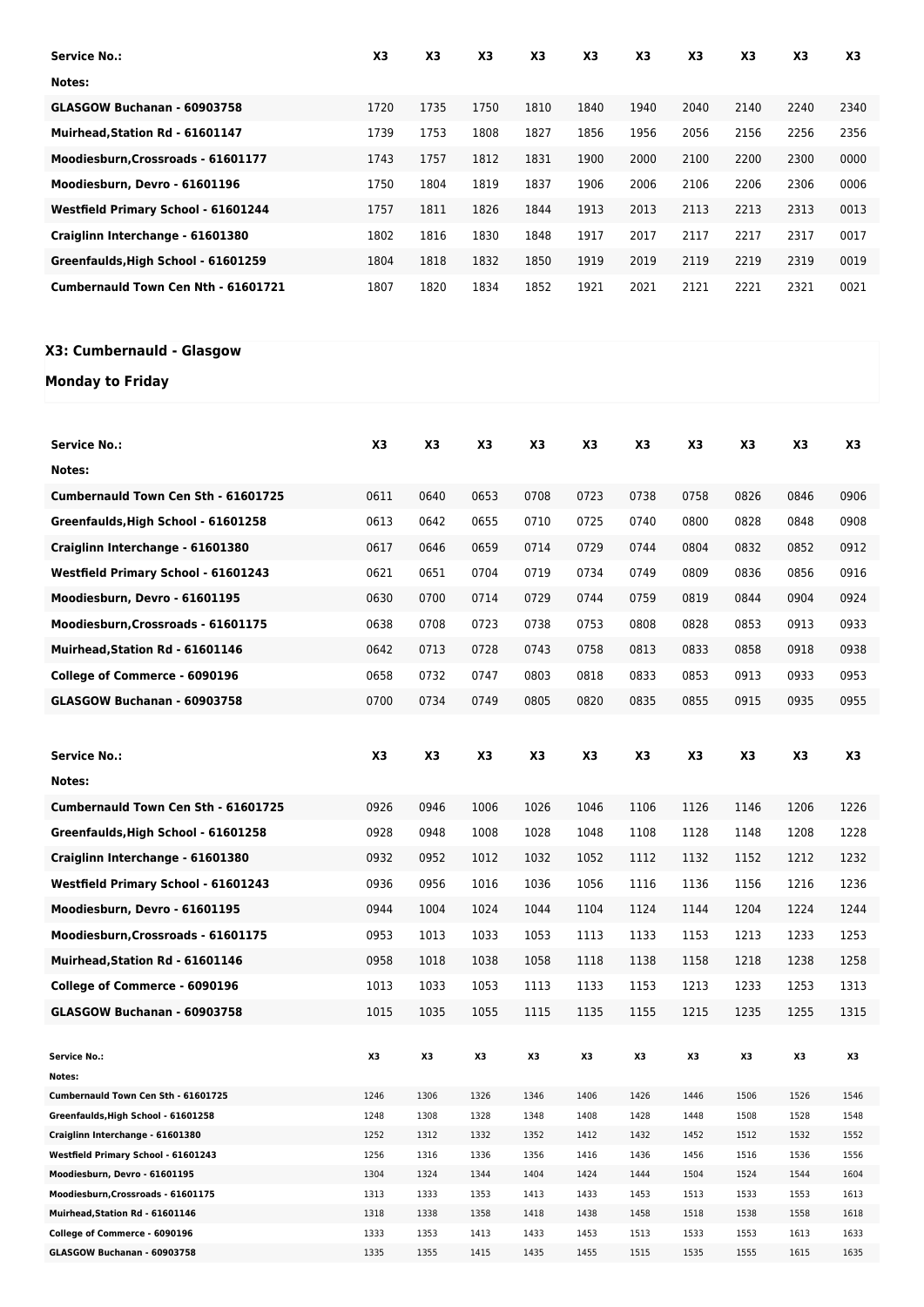| Service No.: | X3 | X3 | X3 | X3 | X3 | X3 | X3 | X3 | X3 | X3 |
|---|---|---|---|---|---|---|---|---|---|---|
| Notes: | | | | | | | | | | |
| GLASGOW Buchanan - 60903758 | 1720 | 1735 | 1750 | 1810 | 1840 | 1940 | 2040 | 2140 | 2240 | 2340 |
| Muirhead,Station Rd - 61601147 | 1739 | 1753 | 1808 | 1827 | 1856 | 1956 | 2056 | 2156 | 2256 | 2356 |
| Moodiesburn,Crossroads - 61601177 | 1743 | 1757 | 1812 | 1831 | 1900 | 2000 | 2100 | 2200 | 2300 | 0000 |
| Moodiesburn, Devro - 61601196 | 1750 | 1804 | 1819 | 1837 | 1906 | 2006 | 2106 | 2206 | 2306 | 0006 |
| Westfield Primary School - 61601244 | 1757 | 1811 | 1826 | 1844 | 1913 | 2013 | 2113 | 2213 | 2313 | 0013 |
| Craiglinn Interchange - 61601380 | 1802 | 1816 | 1830 | 1848 | 1917 | 2017 | 2117 | 2217 | 2317 | 0017 |
| Greenfaulds,High School - 61601259 | 1804 | 1818 | 1832 | 1850 | 1919 | 2019 | 2119 | 2219 | 2319 | 0019 |
| Cumbernauld Town Cen Nth - 61601721 | 1807 | 1820 | 1834 | 1852 | 1921 | 2021 | 2121 | 2221 | 2321 | 0021 |

## X3: Cumbernauld - Glasgow

### Monday to Friday

| Service No.: | X3 | X3 | X3 | X3 | X3 | X3 | X3 | X3 | X3 | X3 |
|---|---|---|---|---|---|---|---|---|---|---|
| Notes: | | | | | | | | | | |
| Cumbernauld Town Cen Sth - 61601725 | 0611 | 0640 | 0653 | 0708 | 0723 | 0738 | 0758 | 0826 | 0846 | 0906 |
| Greenfaulds,High School - 61601258 | 0613 | 0642 | 0655 | 0710 | 0725 | 0740 | 0800 | 0828 | 0848 | 0908 |
| Craiglinn Interchange - 61601380 | 0617 | 0646 | 0659 | 0714 | 0729 | 0744 | 0804 | 0832 | 0852 | 0912 |
| Westfield Primary School - 61601243 | 0621 | 0651 | 0704 | 0719 | 0734 | 0749 | 0809 | 0836 | 0856 | 0916 |
| Moodiesburn, Devro - 61601195 | 0630 | 0700 | 0714 | 0729 | 0744 | 0759 | 0819 | 0844 | 0904 | 0924 |
| Moodiesburn,Crossroads - 61601175 | 0638 | 0708 | 0723 | 0738 | 0753 | 0808 | 0828 | 0853 | 0913 | 0933 |
| Muirhead,Station Rd - 61601146 | 0642 | 0713 | 0728 | 0743 | 0758 | 0813 | 0833 | 0858 | 0918 | 0938 |
| College of Commerce - 6090196 | 0658 | 0732 | 0747 | 0803 | 0818 | 0833 | 0853 | 0913 | 0933 | 0953 |
| GLASGOW Buchanan - 60903758 | 0700 | 0734 | 0749 | 0805 | 0820 | 0835 | 0855 | 0915 | 0935 | 0955 |

| Service No.: | X3 | X3 | X3 | X3 | X3 | X3 | X3 | X3 | X3 | X3 |
|---|---|---|---|---|---|---|---|---|---|---|
| Notes: | | | | | | | | | | |
| Cumbernauld Town Cen Sth - 61601725 | 0926 | 0946 | 1006 | 1026 | 1046 | 1106 | 1126 | 1146 | 1206 | 1226 |
| Greenfaulds,High School - 61601258 | 0928 | 0948 | 1008 | 1028 | 1048 | 1108 | 1128 | 1148 | 1208 | 1228 |
| Craiglinn Interchange - 61601380 | 0932 | 0952 | 1012 | 1032 | 1052 | 1112 | 1132 | 1152 | 1212 | 1232 |
| Westfield Primary School - 61601243 | 0936 | 0956 | 1016 | 1036 | 1056 | 1116 | 1136 | 1156 | 1216 | 1236 |
| Moodiesburn, Devro - 61601195 | 0944 | 1004 | 1024 | 1044 | 1104 | 1124 | 1144 | 1204 | 1224 | 1244 |
| Moodiesburn,Crossroads - 61601175 | 0953 | 1013 | 1033 | 1053 | 1113 | 1133 | 1153 | 1213 | 1233 | 1253 |
| Muirhead,Station Rd - 61601146 | 0958 | 1018 | 1038 | 1058 | 1118 | 1138 | 1158 | 1218 | 1238 | 1258 |
| College of Commerce - 6090196 | 1013 | 1033 | 1053 | 1113 | 1133 | 1153 | 1213 | 1233 | 1253 | 1313 |
| GLASGOW Buchanan - 60903758 | 1015 | 1035 | 1055 | 1115 | 1135 | 1155 | 1215 | 1235 | 1255 | 1315 |

| Service No.: | X3 | X3 | X3 | X3 | X3 | X3 | X3 | X3 | X3 | X3 |
|---|---|---|---|---|---|---|---|---|---|---|
| Notes: | | | | | | | | | | |
| Cumbernauld Town Cen Sth - 61601725 | 1246 | 1306 | 1326 | 1346 | 1406 | 1426 | 1446 | 1506 | 1526 | 1546 |
| Greenfaulds,High School - 61601258 | 1248 | 1308 | 1328 | 1348 | 1408 | 1428 | 1448 | 1508 | 1528 | 1548 |
| Craiglinn Interchange - 61601380 | 1252 | 1312 | 1332 | 1352 | 1412 | 1432 | 1452 | 1512 | 1532 | 1552 |
| Westfield Primary School - 61601243 | 1256 | 1316 | 1336 | 1356 | 1416 | 1436 | 1456 | 1516 | 1536 | 1556 |
| Moodiesburn, Devro - 61601195 | 1304 | 1324 | 1344 | 1404 | 1424 | 1444 | 1504 | 1524 | 1544 | 1604 |
| Moodiesburn,Crossroads - 61601175 | 1313 | 1333 | 1353 | 1413 | 1433 | 1453 | 1513 | 1533 | 1553 | 1613 |
| Muirhead,Station Rd - 61601146 | 1318 | 1338 | 1358 | 1418 | 1438 | 1458 | 1518 | 1538 | 1558 | 1618 |
| College of Commerce - 6090196 | 1333 | 1353 | 1413 | 1433 | 1453 | 1513 | 1533 | 1553 | 1613 | 1633 |
| GLASGOW Buchanan - 60903758 | 1335 | 1355 | 1415 | 1435 | 1455 | 1515 | 1535 | 1555 | 1615 | 1635 |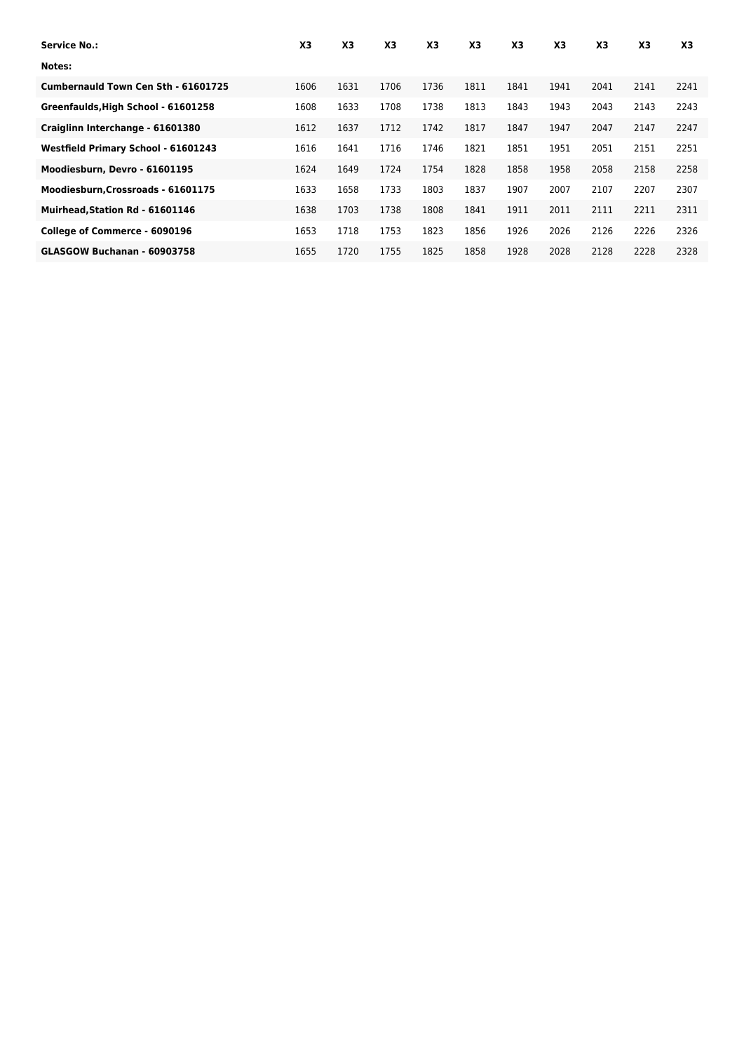| Service No.: | X3 | X3 | X3 | X3 | X3 | X3 | X3 | X3 | X3 | X3 |
|---|---|---|---|---|---|---|---|---|---|---|
| Notes: | | | | | | | | | | |
| Cumbernauld Town Cen Sth - 61601725 | 1606 | 1631 | 1706 | 1736 | 1811 | 1841 | 1941 | 2041 | 2141 | 2241 |
| Greenfaulds,High School - 61601258 | 1608 | 1633 | 1708 | 1738 | 1813 | 1843 | 1943 | 2043 | 2143 | 2243 |
| Craiglinn Interchange - 61601380 | 1612 | 1637 | 1712 | 1742 | 1817 | 1847 | 1947 | 2047 | 2147 | 2247 |
| Westfield Primary School - 61601243 | 1616 | 1641 | 1716 | 1746 | 1821 | 1851 | 1951 | 2051 | 2151 | 2251 |
| Moodiesburn, Devro - 61601195 | 1624 | 1649 | 1724 | 1754 | 1828 | 1858 | 1958 | 2058 | 2158 | 2258 |
| Moodiesburn,Crossroads - 61601175 | 1633 | 1658 | 1733 | 1803 | 1837 | 1907 | 2007 | 2107 | 2207 | 2307 |
| Muirhead,Station Rd - 61601146 | 1638 | 1703 | 1738 | 1808 | 1841 | 1911 | 2011 | 2111 | 2211 | 2311 |
| College of Commerce - 6090196 | 1653 | 1718 | 1753 | 1823 | 1856 | 1926 | 2026 | 2126 | 2226 | 2326 |
| GLASGOW Buchanan - 60903758 | 1655 | 1720 | 1755 | 1825 | 1858 | 1928 | 2028 | 2128 | 2228 | 2328 |